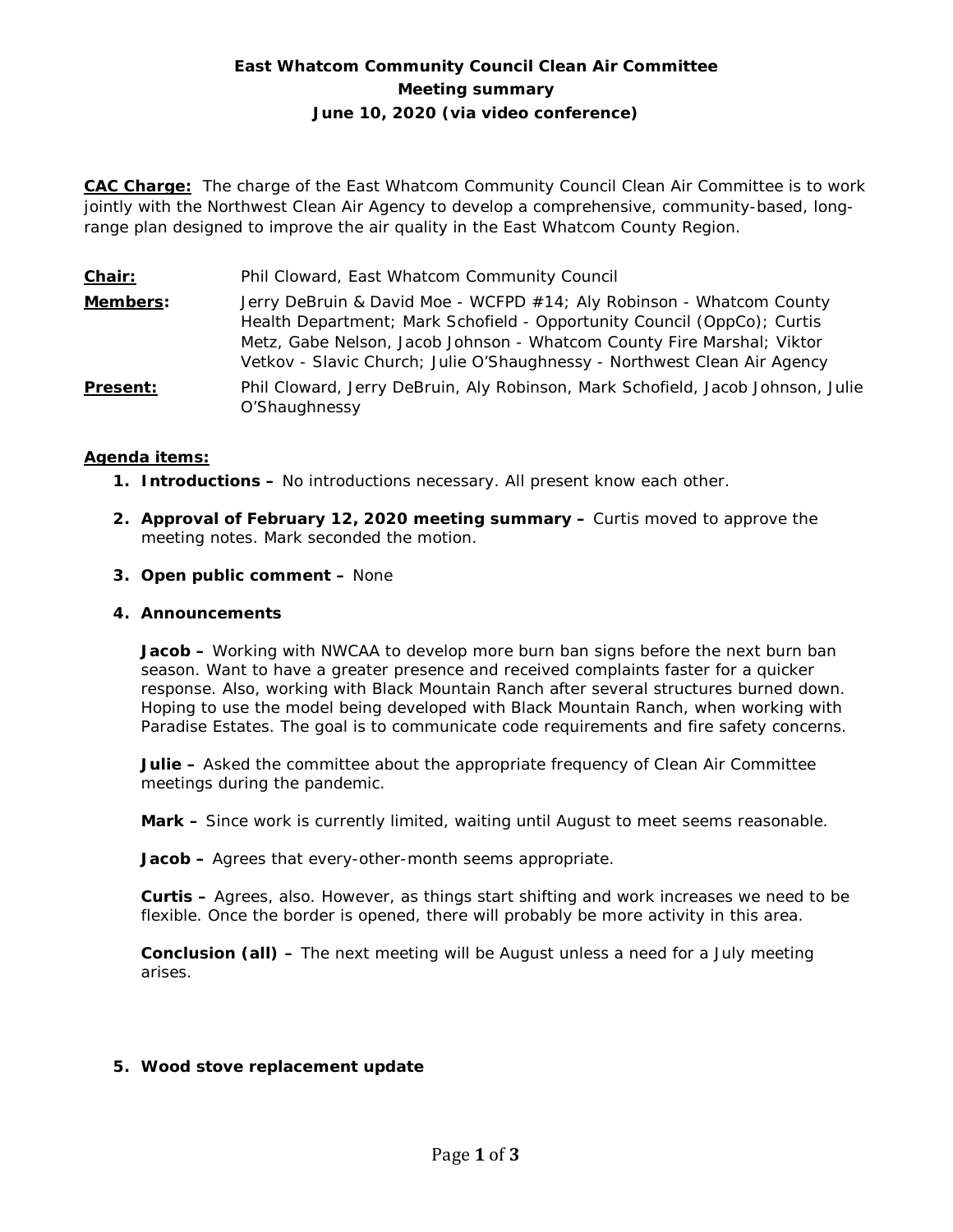# East Whatcom Community Council Clean Air Committee
## Meeting summary
### June 10, 2020 (via video conference)

**CAC Charge:** The charge of the East Whatcom Community Council Clean Air Committee is to work jointly with the Northwest Clean Air Agency to develop a comprehensive, community-based, long-range plan designed to improve the air quality in the East Whatcom County Region.

**Chair:** Phil Cloward, East Whatcom Community Council

**Members:** Jerry DeBruin & David Moe - WCFPD #14; Aly Robinson - Whatcom County Health Department; Mark Schofield - Opportunity Council (OppCo); Curtis Metz, Gabe Nelson, Jacob Johnson - Whatcom County Fire Marshal; Viktor Vetkov - Slavic Church; Julie O'Shaughnessy - Northwest Clean Air Agency

**Present:** Phil Cloward, Jerry DeBruin, Aly Robinson, Mark Schofield, Jacob Johnson, Julie O'Shaughnessy

**Agenda items:**

1. **Introductions –** No introductions necessary. All present know each other.

2. **Approval of February 12, 2020 meeting summary –** Curtis moved to approve the meeting notes. Mark seconded the motion.

3. **Open public comment –** None

4. **Announcements**

   **Jacob –** Working with NWCAA to develop more burn ban signs before the next burn ban season. Want to have a greater presence and received complaints faster for a quicker response. Also, working with Black Mountain Ranch after several structures burned down. Hoping to use the model being developed with Black Mountain Ranch, when working with Paradise Estates. The goal is to communicate code requirements and fire safety concerns.

   **Julie –** Asked the committee about the appropriate frequency of Clean Air Committee meetings during the pandemic.

   **Mark –** Since work is currently limited, waiting until August to meet seems reasonable.

   **Jacob –** Agrees that every-other-month seems appropriate.

   **Curtis –** Agrees, also. However, as things start shifting and work increases we need to be flexible. Once the border is opened, there will probably be more activity in this area.

   **Conclusion (all) –** The next meeting will be August unless a need for a July meeting arises.

5. **Wood stove replacement update**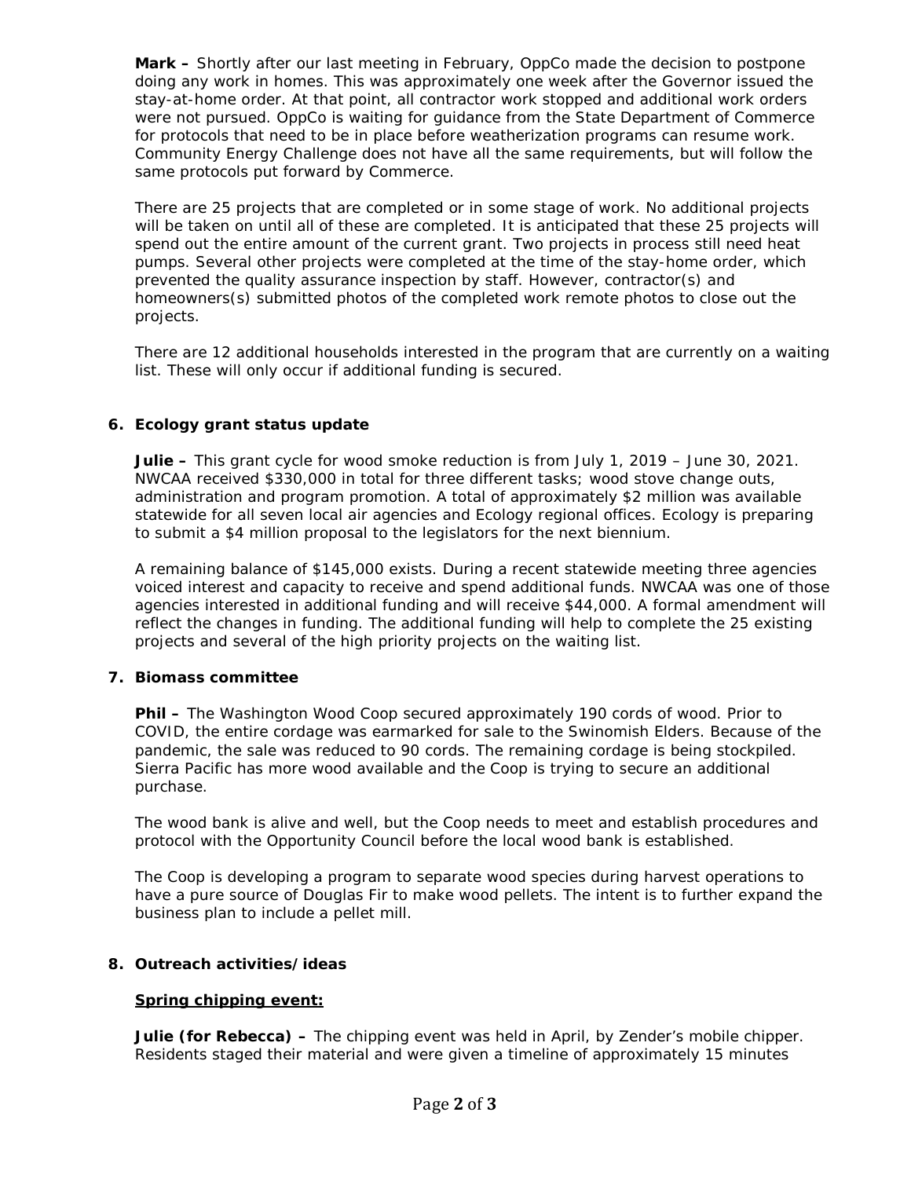**Mark –** Shortly after our last meeting in February, OppCo made the decision to postpone doing any work in homes. This was approximately one week after the Governor issued the stay-at-home order. At that point, all contractor work stopped and additional work orders were not pursued. OppCo is waiting for guidance from the State Department of Commerce for protocols that need to be in place before weatherization programs can resume work. Community Energy Challenge does not have all the same requirements, but will follow the same protocols put forward by Commerce.

There are 25 projects that are completed or in some stage of work. No additional projects will be taken on until all of these are completed. It is anticipated that these 25 projects will spend out the entire amount of the current grant. Two projects in process still need heat pumps. Several other projects were completed at the time of the stay-home order, which prevented the quality assurance inspection by staff. However, contractor(s) and homeowners(s) submitted photos of the completed work remote photos to close out the projects.

There are 12 additional households interested in the program that are currently on a waiting list. These will only occur if additional funding is secured.

**6. Ecology grant status update**

**Julie –** This grant cycle for wood smoke reduction is from July 1, 2019 – June 30, 2021. NWCAA received $330,000 in total for three different tasks; wood stove change outs, administration and program promotion. A total of approximately $2 million was available statewide for all seven local air agencies and Ecology regional offices. Ecology is preparing to submit a $4 million proposal to the legislators for the next biennium.

A remaining balance of $145,000 exists. During a recent statewide meeting three agencies voiced interest and capacity to receive and spend additional funds. NWCAA was one of those agencies interested in additional funding and will receive $44,000. A formal amendment will reflect the changes in funding. The additional funding will help to complete the 25 existing projects and several of the high priority projects on the waiting list.

**7. Biomass committee**

**Phil –** The Washington Wood Coop secured approximately 190 cords of wood. Prior to COVID, the entire cordage was earmarked for sale to the Swinomish Elders. Because of the pandemic, the sale was reduced to 90 cords. The remaining cordage is being stockpiled. Sierra Pacific has more wood available and the Coop is trying to secure an additional purchase.

The wood bank is alive and well, but the Coop needs to meet and establish procedures and protocol with the Opportunity Council before the local wood bank is established.

The Coop is developing a program to separate wood species during harvest operations to have a pure source of Douglas Fir to make wood pellets. The intent is to further expand the business plan to include a pellet mill.

**8. Outreach activities/ideas**

**<u>Spring chipping event:</u>**

**Julie (for Rebecca) –** The chipping event was held in April, by Zender's mobile chipper. Residents staged their material and were given a timeline of approximately 15 minutes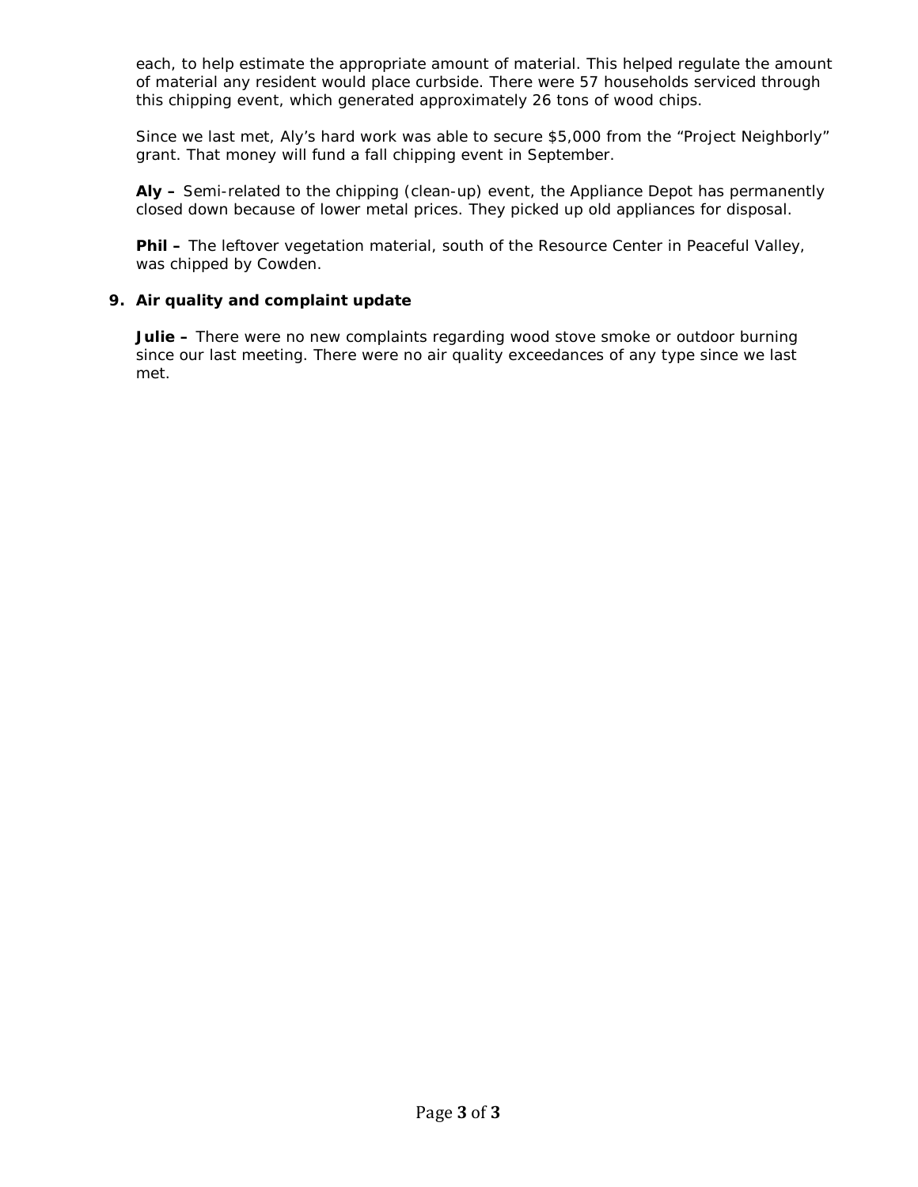each, to help estimate the appropriate amount of material. This helped regulate the amount of material any resident would place curbside. There were 57 households serviced through this chipping event, which generated approximately 26 tons of wood chips.

Since we last met, Aly's hard work was able to secure $5,000 from the "Project Neighborly" grant. That money will fund a fall chipping event in September.

**Aly –** Semi-related to the chipping (clean-up) event, the Appliance Depot has permanently closed down because of lower metal prices. They picked up old appliances for disposal.

**Phil –** The leftover vegetation material, south of the Resource Center in Peaceful Valley, was chipped by Cowden.

**9. Air quality and complaint update**

**Julie –** There were no new complaints regarding wood stove smoke or outdoor burning since our last meeting. There were no air quality exceedances of any type since we last met.